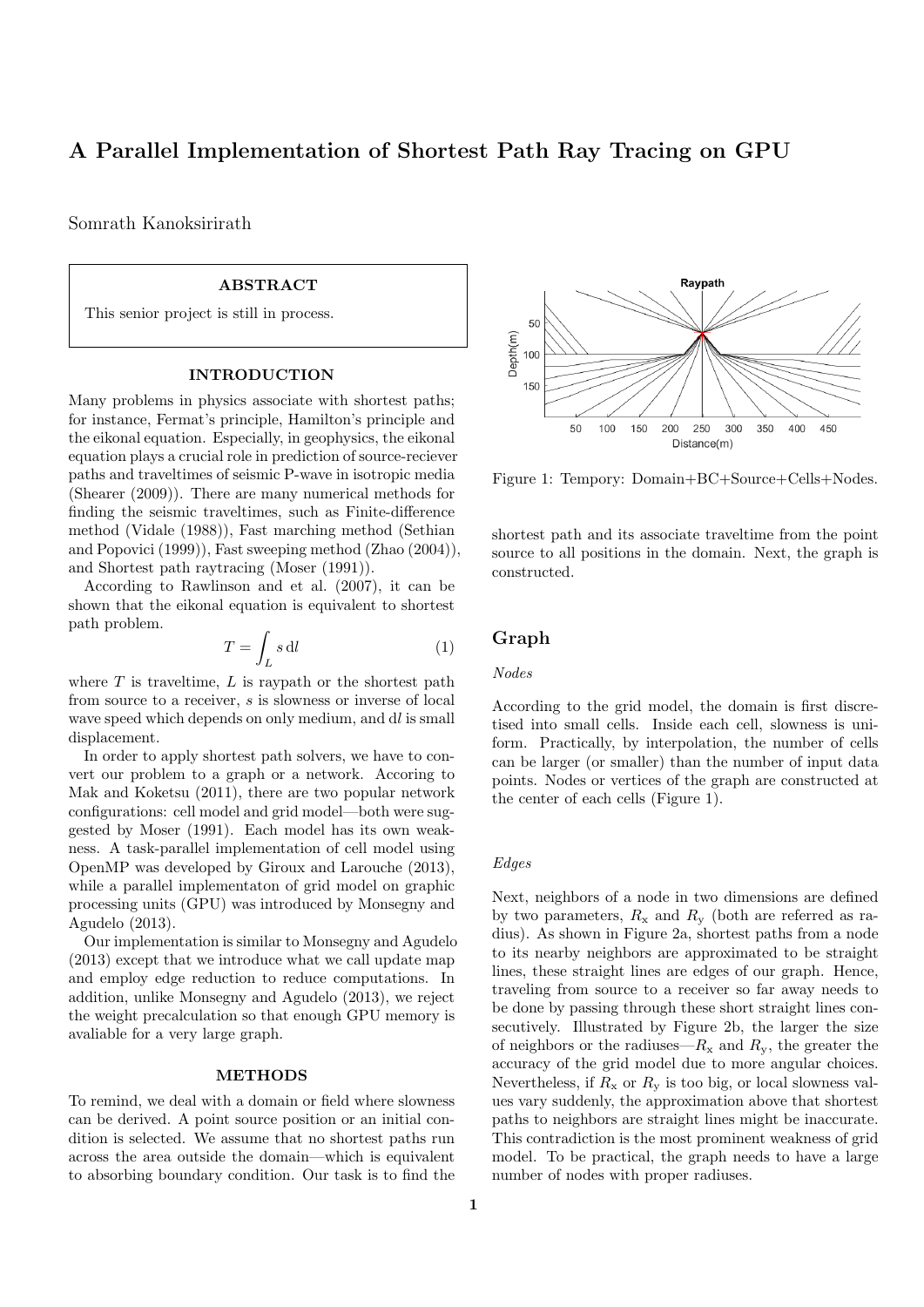# A Parallel Implementation of Shortest Path Ray Tracing on GPU

Somrath Kanoksirirath

**ABSTRACT**

This senior project is still in process.

## INTRODUCTION

Many problems in physics associate with shortest paths; for instance, Fermat's principle, Hamilton's principle and the eikonal equation. Especially, in geophysics, the eikonal equation plays a crucial role in prediction of source-reciever paths and traveltimes of seismic P-wave in isotropic media (Shearer (2009)). There are many numerical methods for finding the seismic traveltimes, such as Finite-difference method (Vidale (1988)), Fast marching method (Sethian and Popovici (1999)), Fast sweeping method (Zhao (2004)), and Shortest path raytracing (Moser (1991)).

According to Rawlinson and et al. (2007), it can be shown that the eikonal equation is equivalent to shortest path problem.

$$T = \int_L s \, \mathrm{d}l \tag{1}$$

where $T$ is traveltime, $L$ is raypath or the shortest path from source to a receiver, $s$ is slowness or inverse of local wave speed which depends on only medium, and $\mathrm{d}l$ is small displacement.

In order to apply shortest path solvers, we have to convert our problem to a graph or a network. Accoring to Mak and Koketsu (2011), there are two popular network configurations: cell model and grid model—both were suggested by Moser (1991). Each model has its own weakness. A task-parallel implementation of cell model using OpenMP was developed by Giroux and Larouche (2013), while a parallel implementaton of grid model on graphic processing units (GPU) was introduced by Monsegny and Agudelo (2013).

Our implementation is similar to Monsegny and Agudelo (2013) except that we introduce what we call update map and employ edge reduction to reduce computations. In addition, unlike Monsegny and Agudelo (2013), we reject the weight precalculation so that enough GPU memory is avaliable for a very large graph.

## METHODS

To remind, we deal with a domain or field where slowness can be derived. A point source position or an initial condition is selected. We assume that no shortest paths run across the area outside the domain—which is equivalent to absorbing boundary condition. Our task is to find the shortest path and its associate traveltime from the point source to all positions in the domain. Next, the graph is constructed.

Figure 1: Tempory: Domain+BC+Source+Cells+Nodes.

## Graph

*Nodes*

According to the grid model, the domain is first discretised into small cells. Inside each cell, slowness is uniform. Practically, by interpolation, the number of cells can be larger (or smaller) than the number of input data points. Nodes or vertices of the graph are constructed at the center of each cells (Figure 1).

*Edges*

Next, neighbors of a node in two dimensions are defined by two parameters, $R_\mathrm{x}$ and $R_\mathrm{y}$ (both are referred as radius). As shown in Figure 2a, shortest paths from a node to its nearby neighbors are approximated to be straight lines, these straight lines are edges of our graph. Hence, traveling from source to a receiver so far away needs to be done by passing through these short straight lines consecutively. Illustrated by Figure 2b, the larger the size of neighbors or the radiuses—$R_\mathrm{x}$ and $R_\mathrm{y}$, the greater the accuracy of the grid model due to more angular choices. Nevertheless, if $R_\mathrm{x}$ or $R_\mathrm{y}$ is too big, or local slowness values vary suddenly, the approximation above that shortest paths to neighbors are straight lines might be inaccurate. This contradiction is the most prominent weakness of grid model. To be practical, the graph needs to have a large number of nodes with proper radiuses.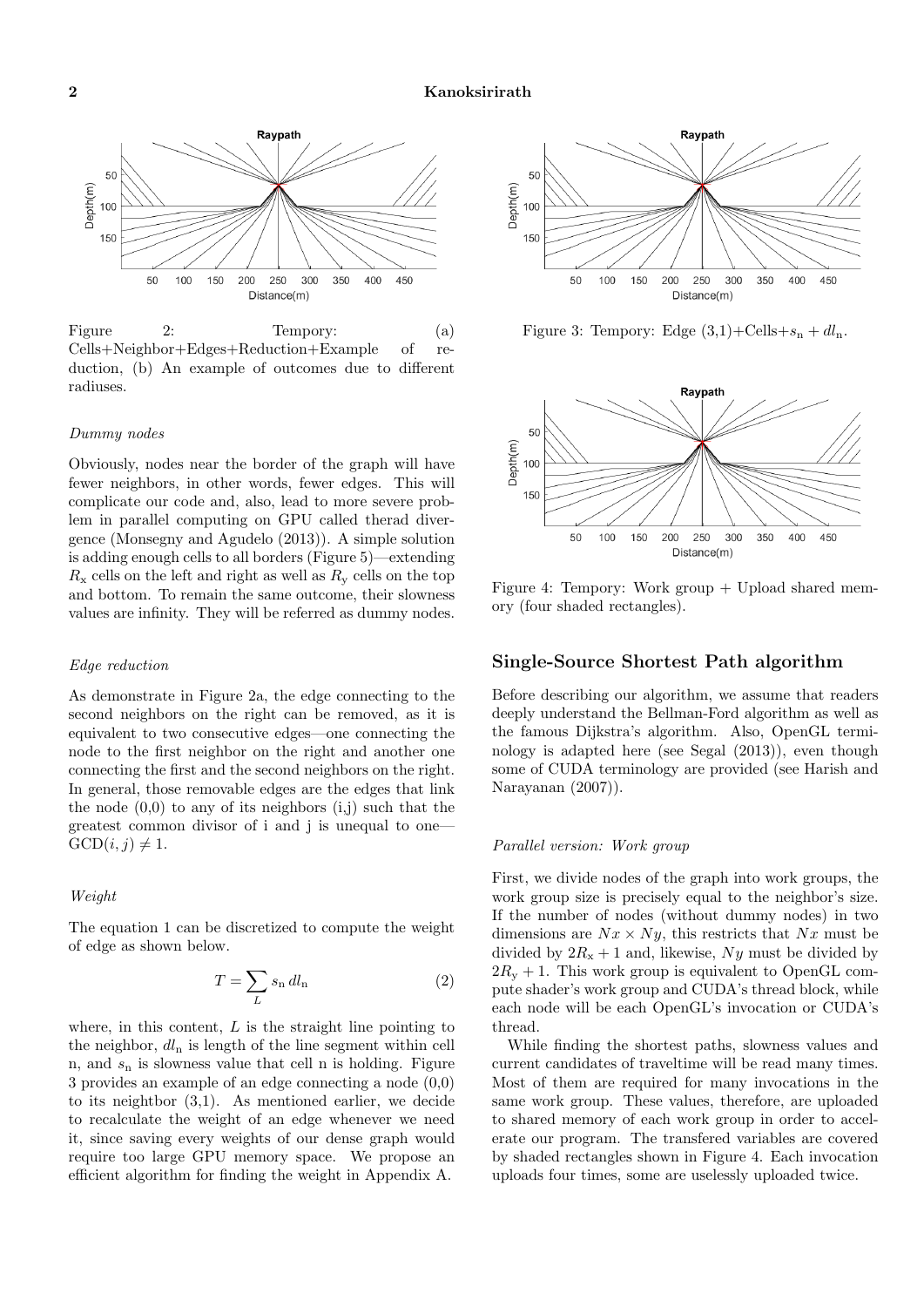Figure 2: Tempory: (a) Cells+Neighbor+Edges+Reduction+Example of reduction, (b) An example of outcomes due to different radiuses.

*Dummy nodes*

Obviously, nodes near the border of the graph will have fewer neighbors, in other words, fewer edges. This will complicate our code and, also, lead to more severe problem in parallel computing on GPU called therad divergence (Monsegny and Agudelo (2013)). A simple solution is adding enough cells to all borders (Figure 5)—extending $R_x$ cells on the left and right as well as $R_y$ cells on the top and bottom. To remain the same outcome, their slowness values are infinity. They will be referred as dummy nodes.

*Edge reduction*

As demonstrate in Figure 2a, the edge connecting to the second neighbors on the right can be removed, as it is equivalent to two consecutive edges—one connecting the node to the first neighbor on the right and another one connecting the first and the second neighbors on the right. In general, those removable edges are the edges that link the node (0,0) to any of its neighbors (i,j) such that the greatest common divisor of i and j is unequal to one—$\text{GCD}(i, j) \neq 1$.

*Weight*

The equation 1 can be discretized to compute the weight of edge as shown below.

$$T = \sum_{L} s_{\text{n}} \, dl_{\text{n}} \tag{2}$$

where, in this content, $L$ is the straight line pointing to the neighbor, $dl_{\text{n}}$ is length of the line segment within cell n, and $s_{\text{n}}$ is slowness value that cell n is holding. Figure 3 provides an example of an edge connecting a node (0,0) to its neightbor (3,1). As mentioned earlier, we decide to recalculate the weight of an edge whenever we need it, since saving every weights of our dense graph would require too large GPU memory space. We propose an efficient algorithm for finding the weight in Appendix A.

Figure 3: Tempory: Edge (3,1)+Cells+$s_{\text{n}} + dl_{\text{n}}$.

Figure 4: Tempory: Work group + Upload shared memory (four shaded rectangles).

## Single-Source Shortest Path algorithm

Before describing our algorithm, we assume that readers deeply understand the Bellman-Ford algorithm as well as the famous Dijkstra's algorithm. Also, OpenGL terminology is adapted here (see Segal (2013)), even though some of CUDA terminology are provided (see Harish and Narayanan (2007)).

*Parallel version: Work group*

First, we divide nodes of the graph into work groups, the work group size is precisely equal to the neighbor's size. If the number of nodes (without dummy nodes) in two dimensions are $Nx \times Ny$, this restricts that $Nx$ must be divided by $2R_x + 1$ and, likewise, $Ny$ must be divided by $2R_y + 1$. This work group is equivalent to OpenGL compute shader's work group and CUDA's thread block, while each node will be each OpenGL's invocation or CUDA's thread.

While finding the shortest paths, slowness values and current candidates of traveltime will be read many times. Most of them are required for many invocations in the same work group. These values, therefore, are uploaded to shared memory of each work group in order to accelerate our program. The transfered variables are covered by shaded rectangles shown in Figure 4. Each invocation uploads four times, some are uselessly uploaded twice.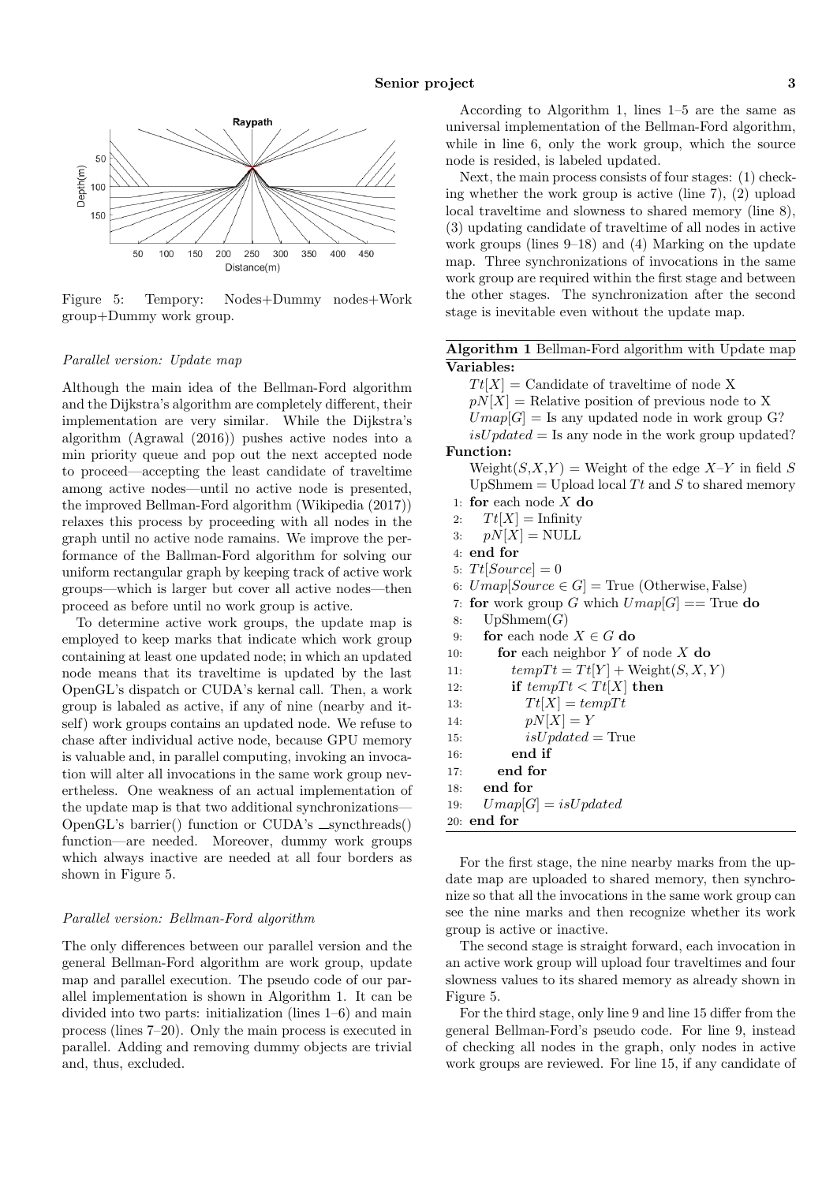Figure 5: Tempory: Nodes+Dummy nodes+Work group+Dummy work group.

*Parallel version: Update map*

Although the main idea of the Bellman-Ford algorithm and the Dijkstra's algorithm are completely different, their implementation are very similar. While the Dijkstra's algorithm (Agrawal (2016)) pushes active nodes into a min priority queue and pop out the next accepted node to proceed—accepting the least candidate of traveltime among active nodes—until no active node is presented, the improved Bellman-Ford algorithm (Wikipedia (2017)) relaxes this process by proceeding with all nodes in the graph until no active node ramains. We improve the performance of the Ballman-Ford algorithm for solving our uniform rectangular graph by keeping track of active work groups—which is larger but cover all active nodes—then proceed as before until no work group is active.

To determine active work groups, the update map is employed to keep marks that indicate which work group containing at least one updated node; in which an updated node means that its traveltime is updated by the last OpenGL's dispatch or CUDA's kernal call. Then, a work group is labaled as active, if any of nine (nearby and itself) work groups contains an updated node. We refuse to chase after individual active node, because GPU memory is valuable and, in parallel computing, invoking an invocation will alter all invocations in the same work group nevertheless. One weakness of an actual implementation of the update map is that two additional synchronizations—OpenGL's barrier() function or CUDA's __syncthreads() function—are needed. Moreover, dummy work groups which always inactive are needed at all four borders as shown in Figure 5.

*Parallel version: Bellman-Ford algorithm*

The only differences between our parallel version and the general Bellman-Ford algorithm are work group, update map and parallel execution. The pseudo code of our parallel implementation is shown in Algorithm 1. It can be divided into two parts: initialization (lines 1–6) and main process (lines 7–20). Only the main process is executed in parallel. Adding and removing dummy objects are trivial and, thus, excluded.

According to Algorithm 1, lines 1–5 are the same as universal implementation of the Bellman-Ford algorithm, while in line 6, only the work group, which the source node is resided, is labeled updated.

Next, the main process consists of four stages: (1) checking whether the work group is active (line 7), (2) upload local traveltime and slowness to shared memory (line 8), (3) updating candidate of traveltime of all nodes in active work groups (lines 9–18) and (4) Marking on the update map. Three synchronizations of invocations in the same work group are required within the first stage and between the other stages. The synchronization after the second stage is inevitable even without the update map.

**Algorithm 1** Bellman-Ford algorithm with Update map

**Variables:**

$Tt[X]$ = Candidate of traveltime of node X
$pN[X]$ = Relative position of previous node to X
$Umap[G]$ = Is any updated node in work group G?
$isUpdated$ = Is any node in the work group updated?

**Function:**

Weight($S$,$X$,$Y$) = Weight of the edge $X$–$Y$ in field $S$
UpShmem = Upload local $Tt$ and $S$ to shared memory

```
1:  for each node X do
2:      Tt[X] = Infinity
3:      pN[X] = NULL
4:  end for
5:  Tt[Source] = 0
6:  Umap[Source ∈ G] = True (Otherwise, False)
7:  for work group G which Umap[G] == True do
8:      UpShmem(G)
9:      for each node X ∈ G do
10:         for each neighbor Y of node X do
11:             tempTt = Tt[Y] + Weight(S, X, Y)
12:             if tempTt < Tt[X] then
13:                 Tt[X] = tempTt
14:                 pN[X] = Y
15:                 isUpdated = True
16:             end if
17:         end for
18:     end for
19:     Umap[G] = isUpdated
20: end for
```

For the first stage, the nine nearby marks from the update map are uploaded to shared memory, then synchronize so that all the invocations in the same work group can see the nine marks and then recognize whether its work group is active or inactive.

The second stage is straight forward, each invocation in an active work group will upload four traveltimes and four slowness values to its shared memory as already shown in Figure 5.

For the third stage, only line 9 and line 15 differ from the general Bellman-Ford's pseudo code. For line 9, instead of checking all nodes in the graph, only nodes in active work groups are reviewed. For line 15, if any candidate of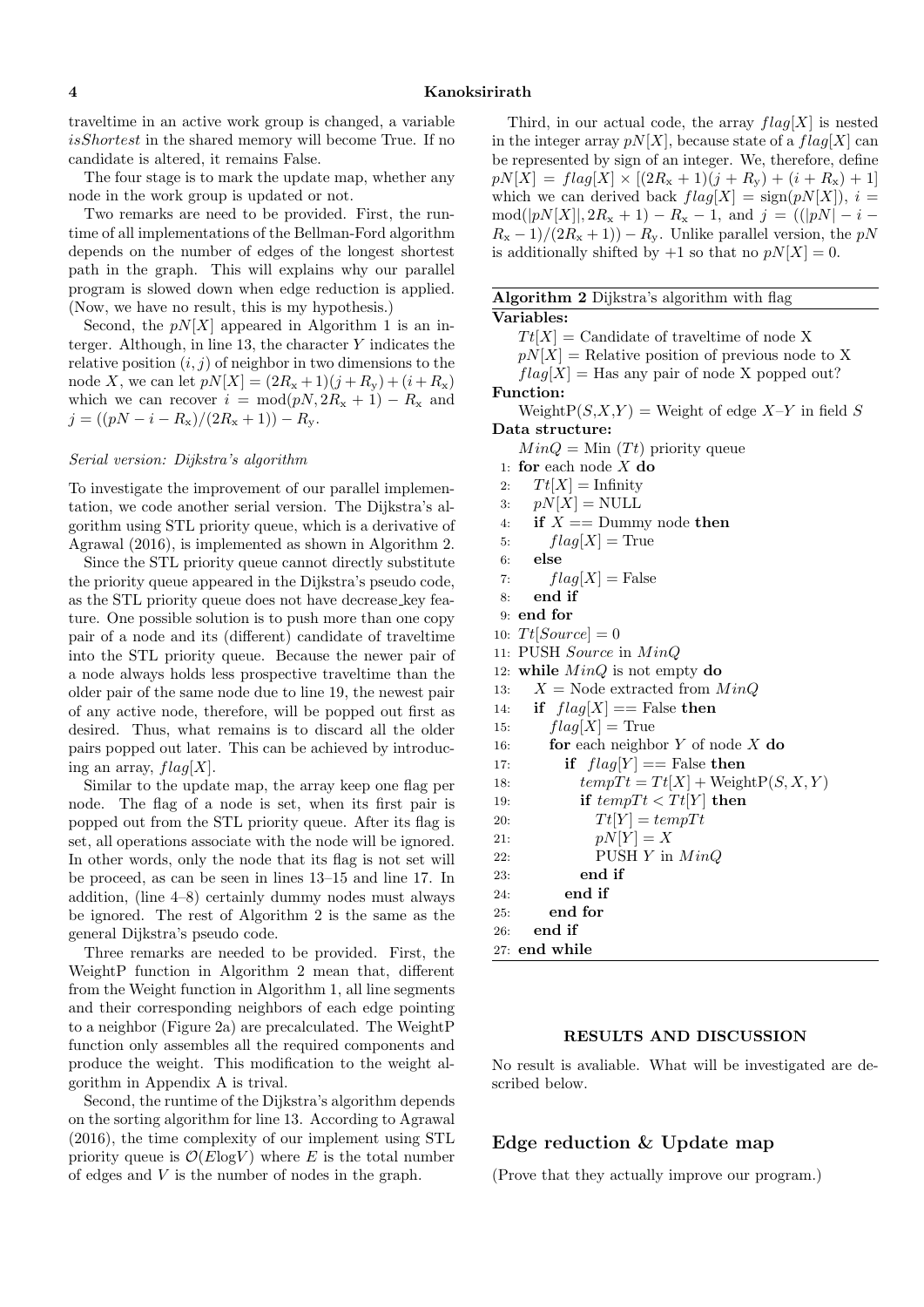traveltime in an active work group is changed, a variable *isShortest* in the shared memory will become True. If no candidate is altered, it remains False.

The four stage is to mark the update map, whether any node in the work group is updated or not.

Two remarks are need to be provided. First, the runtime of all implementations of the Bellman-Ford algorithm depends on the number of edges of the longest shortest path in the graph. This will explains why our parallel program is slowed down when edge reduction is applied. (Now, we have no result, this is my hypothesis.)

Second, the $pN[X]$ appeared in Algorithm 1 is an interger. Although, in line 13, the character $Y$ indicates the relative position $(i, j)$ of neighbor in two dimensions to the node $X$, we can let $pN[X] = (2R_x+1)(j+R_y)+(i+R_x)$ which we can recover $i = \text{mod}(pN, 2R_x+1) - R_x$ and $j = ((pN - i - R_x)/(2R_x+1)) - R_y$.

### *Serial version: Dijkstra's algorithm*

To investigate the improvement of our parallel implementation, we code another serial version. The Dijkstra's algorithm using STL priority queue, which is a derivative of Agrawal (2016), is implemented as shown in Algorithm 2.

Since the STL priority queue cannot directly substitute the priority queue appeared in the Dijkstra's pseudo code, as the STL priority queue does not have decrease_key feature. One possible solution is to push more than one copy pair of a node and its (different) candidate of traveltime into the STL priority queue. Because the newer pair of a node always holds less prospective traveltime than the older pair of the same node due to line 19, the newest pair of any active node, therefore, will be popped out first as desired. Thus, what remains is to discard all the older pairs popped out later. This can be achieved by introducing an array, $flag[X]$.

Similar to the update map, the array keep one flag per node. The flag of a node is set, when its first pair is popped out from the STL priority queue. After its flag is set, all operations associate with the node will be ignored. In other words, only the node that its flag is not set will be proceed, as can be seen in lines 13–15 and line 17. In addition, (line 4–8) certainly dummy nodes must always be ignored. The rest of Algorithm 2 is the same as the general Dijkstra's pseudo code.

Three remarks are needed to be provided. First, the WeightP function in Algorithm 2 mean that, different from the Weight function in Algorithm 1, all line segments and their corresponding neighbors of each edge pointing to a neighbor (Figure 2a) are precalculated. The WeightP function only assembles all the required components and produce the weight. This modification to the weight algorithm in Appendix A is trival.

Second, the runtime of the Dijkstra's algorithm depends on the sorting algorithm for line 13. According to Agrawal (2016), the time complexity of our implement using STL priority queue is $\mathcal{O}(E\log V)$ where $E$ is the total number of edges and $V$ is the number of nodes in the graph.

Third, in our actual code, the array $flag[X]$ is nested in the integer array $pN[X]$, because state of a $flag[X]$ can be represented by sign of an integer. We, therefore, define $pN[X] = flag[X] \times [(2R_x+1)(j+R_y)+(i+R_x)+1]$ which we can derived back $flag[X] = \text{sign}(pN[X])$, $i = \text{mod}(|pN[X]|, 2R_x+1) - R_x - 1$, and $j = ((|pN| - i - R_x - 1)/(2R_x+1)) - R_y$. Unlike parallel version, the $pN$ is additionally shifted by $+1$ so that no $pN[X] = 0$.

**Algorithm 2** Dijkstra's algorithm with flag

**Variables:**
- $Tt[X]$ = Candidate of traveltime of node X
- $pN[X]$ = Relative position of previous node to X
- $flag[X]$ = Has any pair of node X popped out?

**Function:**
- WeightP($S$,$X$,$Y$) = Weight of edge $X$–$Y$ in field $S$

**Data structure:**
- $MinQ$ = Min ($Tt$) priority queue

```
1:  for each node X do
2:      Tt[X] = Infinity
3:      pN[X] = NULL
4:      if X == Dummy node then
5:          flag[X] = True
6:      else
7:          flag[X] = False
8:      end if
9:  end for
10: Tt[Source] = 0
11: PUSH Source in MinQ
12: while MinQ is not empty do
13:     X = Node extracted from MinQ
14:     if flag[X] == False then
15:         flag[X] = True
16:         for each neighbor Y of node X do
17:             if flag[Y] == False then
18:                 tempTt = Tt[X] + WeightP(S, X, Y)
19:                 if tempTt < Tt[Y] then
20:                     Tt[Y] = tempTt
21:                     pN[Y] = X
22:                     PUSH Y in MinQ
23:                 end if
24:             end if
25:         end for
26:     end if
27: end while
```

## RESULTS AND DISCUSSION

No result is avaliable. What will be investigated are described below.

## Edge reduction & Update map

(Prove that they actually improve our program.)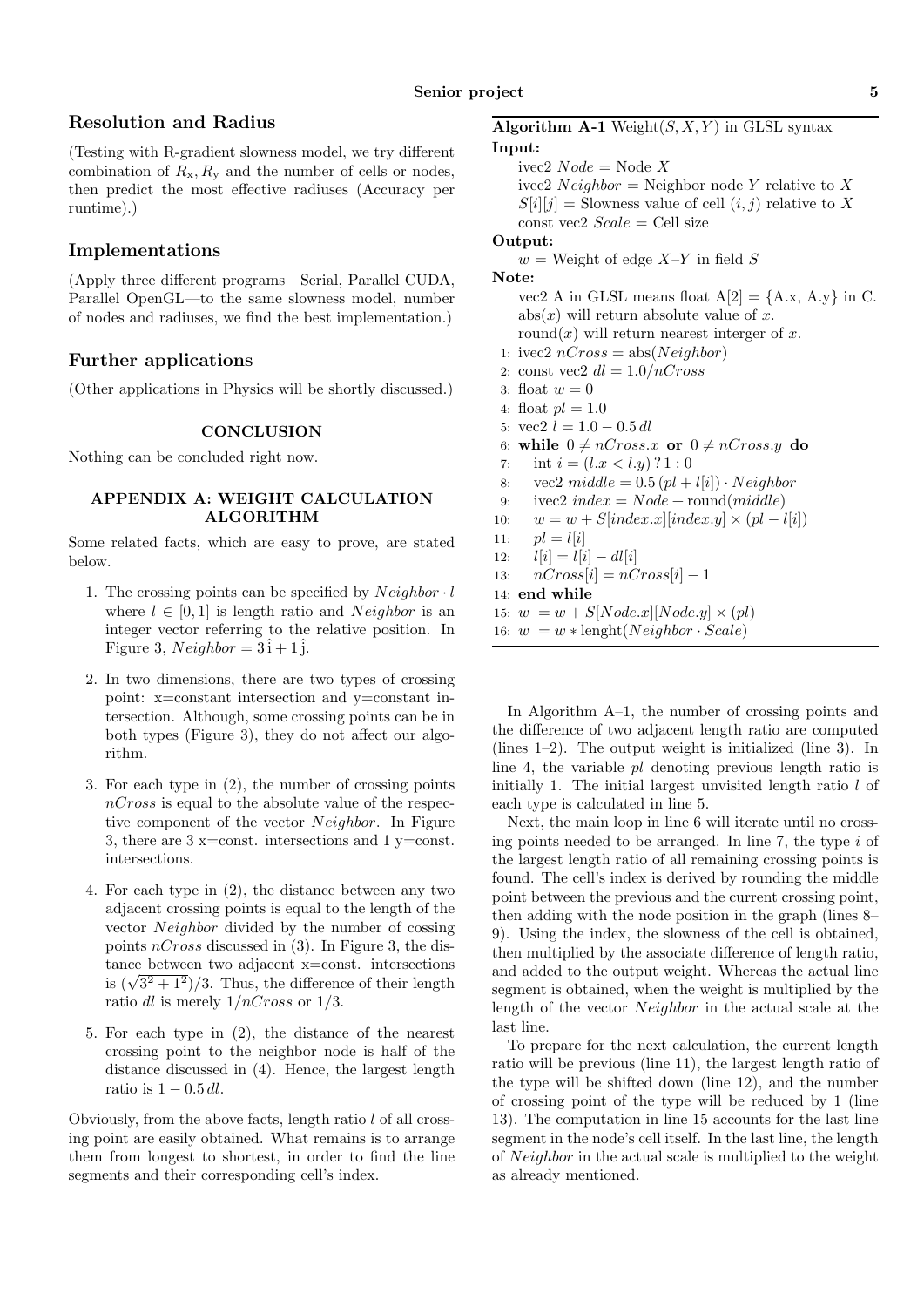## Resolution and Radius

(Testing with R-gradient slowness model, we try different combination of $R_x, R_y$ and the number of cells or nodes, then predict the most effective radiuses (Accuracy per runtime).)

## Implementations

(Apply three different programs—Serial, Parallel CUDA, Parallel OpenGL—to the same slowness model, number of nodes and radiuses, we find the best implementation.)

## Further applications

(Other applications in Physics will be shortly discussed.)

### CONCLUSION

Nothing can be concluded right now.

### APPENDIX A: WEIGHT CALCULATION ALGORITHM

Some related facts, which are easy to prove, are stated below.

1. The crossing points can be specified by $Neighbor \cdot l$ where $l \in [0, 1]$ is length ratio and $Neighbor$ is an integer vector referring to the relative position. In Figure 3, $Neighbor = 3\,\hat{\text{i}} + 1\,\hat{\text{j}}$.
2. In two dimensions, there are two types of crossing point: x=constant intersection and y=constant intersection. Although, some crossing points can be in both types (Figure 3), they do not affect our algorithm.
3. For each type in (2), the number of crossing points $nCross$ is equal to the absolute value of the respective component of the vector $Neighbor$. In Figure 3, there are 3 x=const. intersections and 1 y=const. intersections.
4. For each type in (2), the distance between any two adjacent crossing points is equal to the length of the vector $Neighbor$ divided by the number of cossing points $nCross$ discussed in (3). In Figure 3, the distance between two adjacent x=const. intersections is $(\sqrt{3^2 + 1^2})/3$. Thus, the difference of their length ratio $dl$ is merely $1/nCross$ or $1/3$.
5. For each type in (2), the distance of the nearest crossing point to the neighbor node is half of the distance discussed in (4). Hence, the largest length ratio is $1 - 0.5\,dl$.

Obviously, from the above facts, length ratio $l$ of all crossing point are easily obtained. What remains is to arrange them from longest to shortest, in order to find the line segments and their corresponding cell's index.

**Algorithm A-1** Weight$(S, X, Y)$ in GLSL syntax

**Input:**
- ivec2 $Node$ = Node $X$
- ivec2 $Neighbor$ = Neighbor node $Y$ relative to $X$
- $S[i][j]$ = Slowness value of cell $(i, j)$ relative to $X$
- const vec2 $Scale$ = Cell size

**Output:**
- $w$ = Weight of edge $X$–$Y$ in field $S$

**Note:**
- vec2 A in GLSL means float A[2] = {A.x, A.y} in C.
- abs$(x)$ will return absolute value of $x$.
- round$(x)$ will return nearest interger of $x$.

```
1:  ivec2 nCross = abs(Neighbor)
2:  const vec2 dl = 1.0/nCross
3:  float w = 0
4:  float pl = 1.0
5:  vec2 l = 1.0 − 0.5 dl
6:  while 0 ≠ nCross.x or 0 ≠ nCross.y do
7:      int i = (l.x < l.y) ? 1 : 0
8:      vec2 middle = 0.5 (pl + l[i]) · Neighbor
9:      ivec2 index = Node + round(middle)
10:     w = w + S[index.x][index.y] × (pl − l[i])
11:     pl = l[i]
12:     l[i] = l[i] − dl[i]
13:     nCross[i] = nCross[i] − 1
14: end while
15: w = w + S[Node.x][Node.y] × (pl)
16: w = w ∗ lenght(Neighbor · Scale)
```

In Algorithm A–1, the number of crossing points and the difference of two adjacent length ratio are computed (lines 1–2). The output weight is initialized (line 3). In line 4, the variable $pl$ denoting previous length ratio is initially 1. The initial largest unvisited length ratio $l$ of each type is calculated in line 5.

Next, the main loop in line 6 will iterate until no crossing points needed to be arranged. In line 7, the type $i$ of the largest length ratio of all remaining crossing points is found. The cell's index is derived by rounding the middle point between the previous and the current crossing point, then adding with the node position in the graph (lines 8–9). Using the index, the slowness of the cell is obtained, then multiplied by the associate difference of length ratio, and added to the output weight. Whereas the actual line segment is obtained, when the weight is multiplied by the length of the vector $Neighbor$ in the actual scale at the last line.

To prepare for the next calculation, the current length ratio will be previous (line 11), the largest length ratio of the type will be shifted down (line 12), and the number of crossing point of the type will be reduced by 1 (line 13). The computation in line 15 accounts for the last line segment in the node's cell itself. In the last line, the length of $Neighbor$ in the actual scale is multiplied to the weight as already mentioned.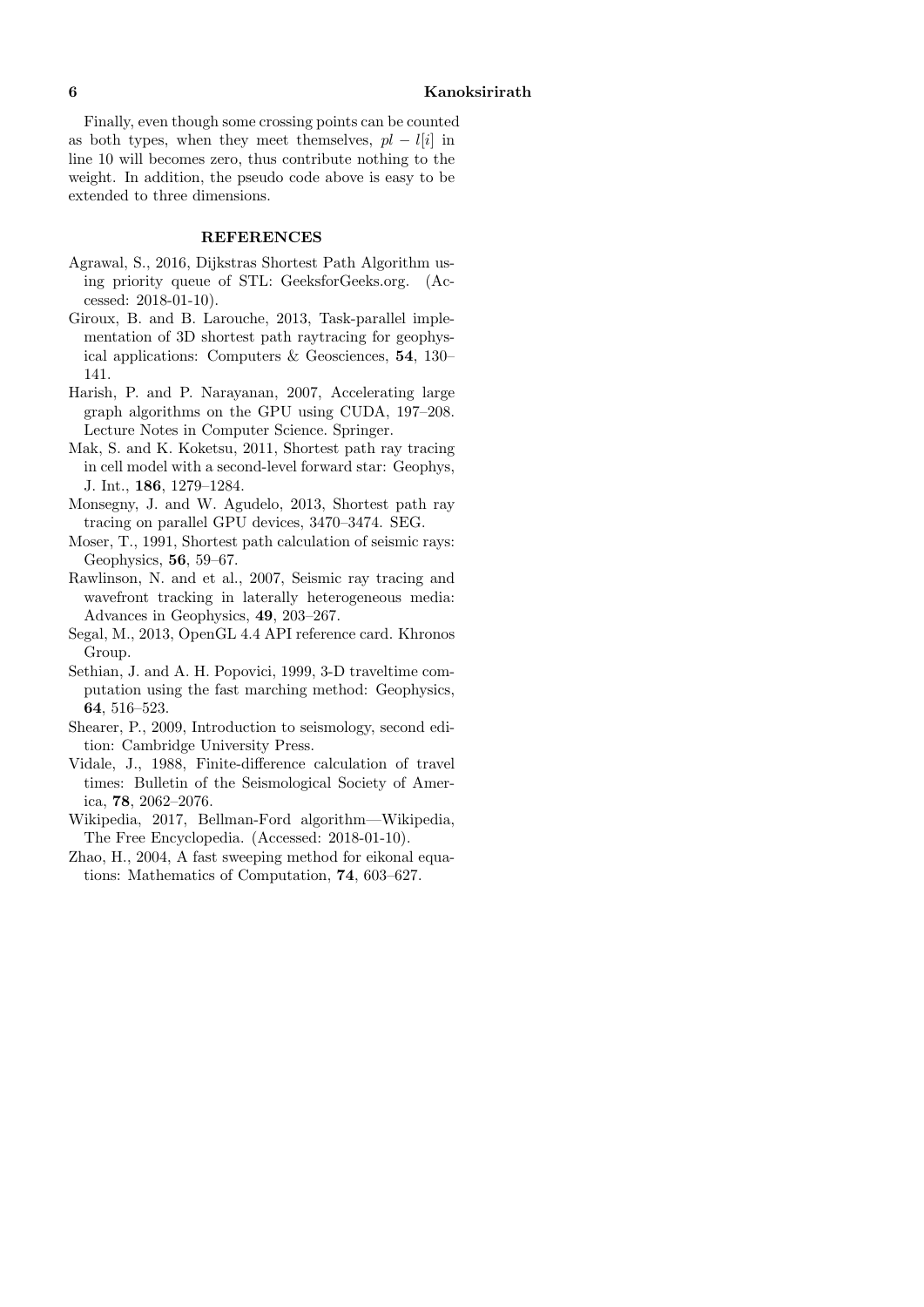Finally, even though some crossing points can be counted as both types, when they meet themselves, $pl - l[i]$ in line 10 will becomes zero, thus contribute nothing to the weight. In addition, the pseudo code above is easy to be extended to three dimensions.

## REFERENCES

Agrawal, S., 2016, Dijkstras Shortest Path Algorithm using priority queue of STL: GeeksforGeeks.org. (Accessed: 2018-01-10).

Giroux, B. and B. Larouche, 2013, Task-parallel implementation of 3D shortest path raytracing for geophysical applications: Computers & Geosciences, **54**, 130–141.

Harish, P. and P. Narayanan, 2007, Accelerating large graph algorithms on the GPU using CUDA, 197–208. Lecture Notes in Computer Science. Springer.

Mak, S. and K. Koketsu, 2011, Shortest path ray tracing in cell model with a second-level forward star: Geophys, J. Int., **186**, 1279–1284.

Monsegny, J. and W. Agudelo, 2013, Shortest path ray tracing on parallel GPU devices, 3470–3474. SEG.

Moser, T., 1991, Shortest path calculation of seismic rays: Geophysics, **56**, 59–67.

Rawlinson, N. and et al., 2007, Seismic ray tracing and wavefront tracking in laterally heterogeneous media: Advances in Geophysics, **49**, 203–267.

Segal, M., 2013, OpenGL 4.4 API reference card. Khronos Group.

Sethian, J. and A. H. Popovici, 1999, 3-D traveltime computation using the fast marching method: Geophysics, **64**, 516–523.

Shearer, P., 2009, Introduction to seismology, second edition: Cambridge University Press.

Vidale, J., 1988, Finite-difference calculation of travel times: Bulletin of the Seismological Society of America, **78**, 2062–2076.

Wikipedia, 2017, Bellman-Ford algorithm—Wikipedia, The Free Encyclopedia. (Accessed: 2018-01-10).

Zhao, H., 2004, A fast sweeping method for eikonal equations: Mathematics of Computation, **74**, 603–627.